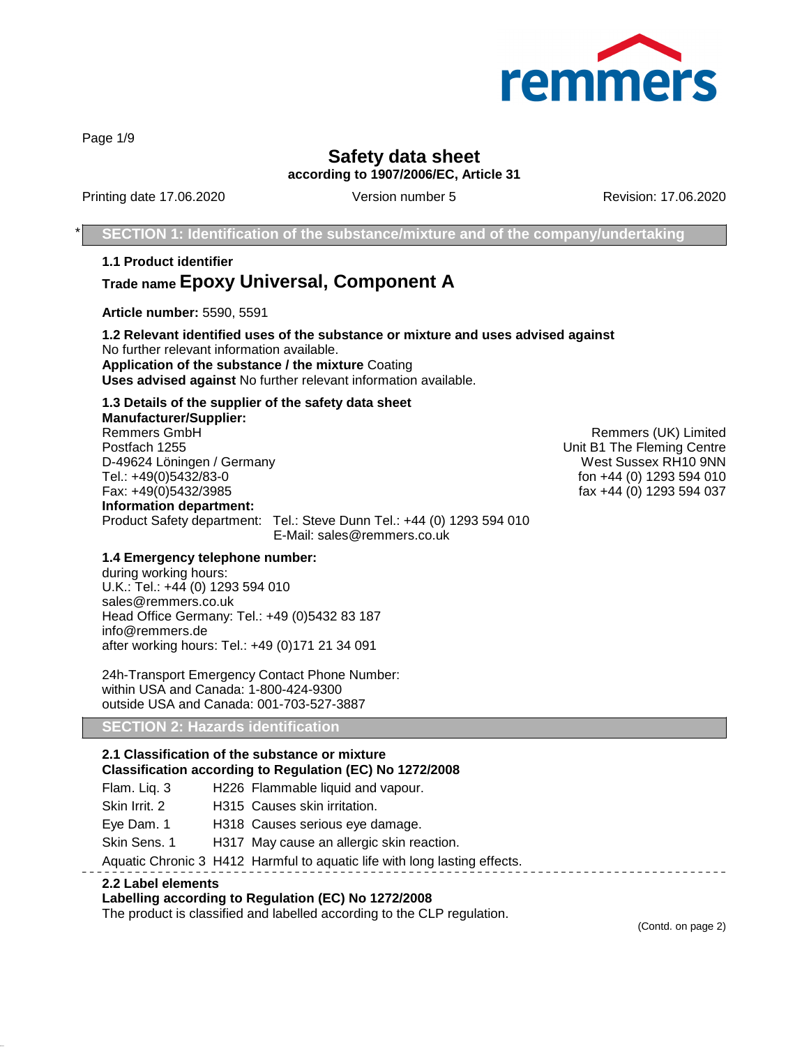# Safety data sheet

**according to 1907/2006/EC, Article 31**

Printing date 17.06.2020 | Version number 5 | Revision: 17.06.2020

## * SECTION 1: Identification of the substance/mixture and of the company/undertaking

### 1.1 Product identifier

**Trade name Epoxy Universal, Component A**

**Article number:** 5590, 5591

### 1.2 Relevant identified uses of the substance or mixture and uses advised against

No further relevant information available.

**Application of the substance / the mixture** Coating

**Uses advised against** No further relevant information available.

### 1.3 Details of the supplier of the safety data sheet

**Manufacturer/Supplier:**

Remmers GmbH
Postfach 1255
D-49624 Löningen / Germany
Tel.: +49(0)5432/83-0
Fax: +49(0)5432/3985

Remmers (UK) Limited
Unit B1 The Fleming Centre
West Sussex RH10 9NN
fon +44 (0) 1293 594 010
fax +44 (0) 1293 594 037

**Information department:**

Product Safety department: Tel.: Steve Dunn Tel.: +44 (0) 1293 594 010
E-Mail: sales@remmers.co.uk

### 1.4 Emergency telephone number:

during working hours:
U.K.: Tel.: +44 (0) 1293 594 010
sales@remmers.co.uk
Head Office Germany: Tel.: +49 (0)5432 83 187
info@remmers.de
after working hours: Tel.: +49 (0)171 21 34 091

24h-Transport Emergency Contact Phone Number:
within USA and Canada: 1-800-424-9300
outside USA and Canada: 001-703-527-3887

## SECTION 2: Hazards identification

### 2.1 Classification of the substance or mixture

**Classification according to Regulation (EC) No 1272/2008**

| | | |
|---|---|---|
| Flam. Liq. 3 | H226 | Flammable liquid and vapour. |
| Skin Irrit. 2 | H315 | Causes skin irritation. |
| Eye Dam. 1 | H318 | Causes serious eye damage. |
| Skin Sens. 1 | H317 | May cause an allergic skin reaction. |
| Aquatic Chronic 3 | H412 | Harmful to aquatic life with long lasting effects. |

### 2.2 Label elements

**Labelling according to Regulation (EC) No 1272/2008**

The product is classified and labelled according to the CLP regulation.

(Contd. on page 2)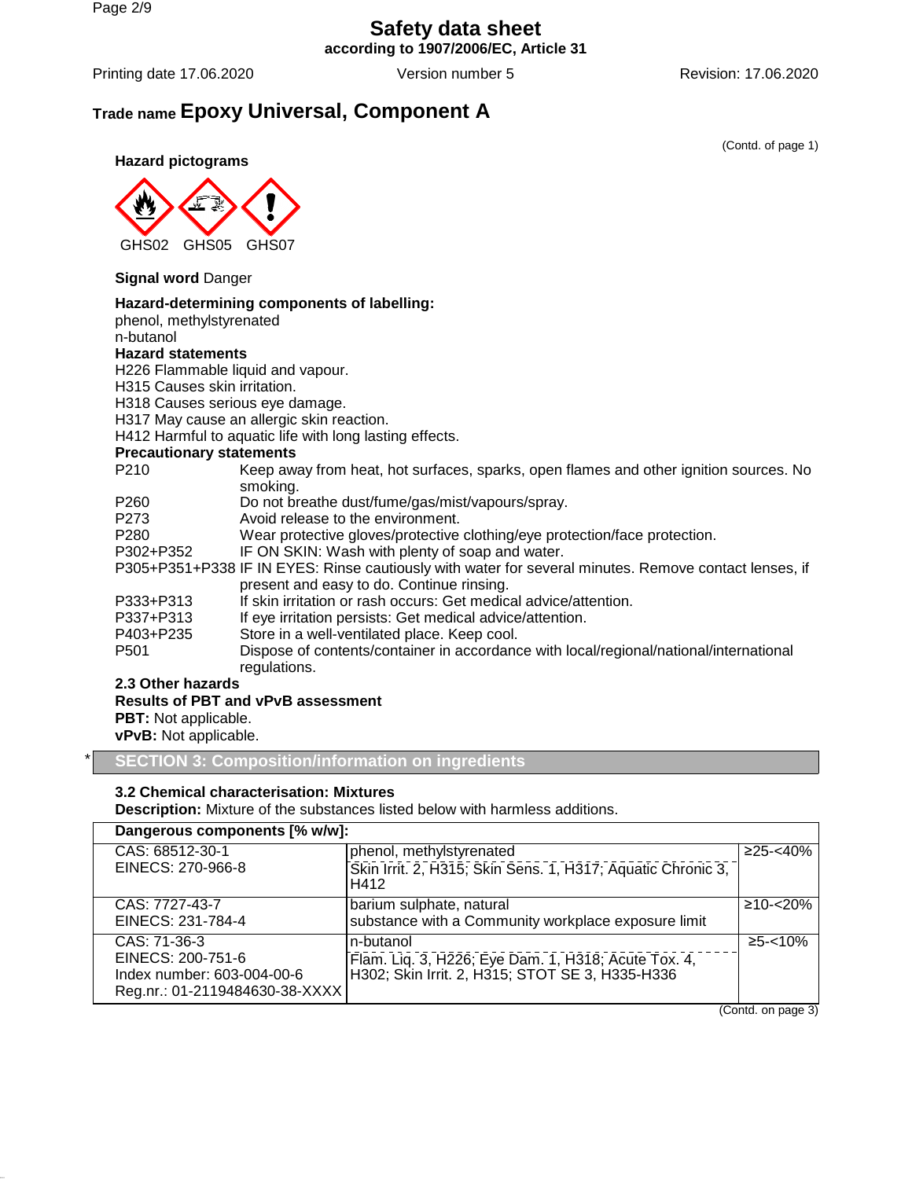# Safety data sheet

**according to 1907/2006/EC, Article 31**

Printing date 17.06.2020 Version number 5 Revision: 17.06.2020

## Trade name Epoxy Universal, Component A

(Contd. of page 1)

**Hazard pictograms**

GHS02 GHS05 GHS07

**Signal word** Danger

**Hazard-determining components of labelling:**
phenol, methylstyrenated
n-butanol

**Hazard statements**
H226 Flammable liquid and vapour.
H315 Causes skin irritation.
H318 Causes serious eye damage.
H317 May cause an allergic skin reaction.
H412 Harmful to aquatic life with long lasting effects.

**Precautionary statements**

| | |
|---|---|
| P210 | Keep away from heat, hot surfaces, sparks, open flames and other ignition sources. No smoking. |
| P260 | Do not breathe dust/fume/gas/mist/vapours/spray. |
| P273 | Avoid release to the environment. |
| P280 | Wear protective gloves/protective clothing/eye protection/face protection. |
| P302+P352 | IF ON SKIN: Wash with plenty of soap and water. |
| P305+P351+P338 | IF IN EYES: Rinse cautiously with water for several minutes. Remove contact lenses, if present and easy to do. Continue rinsing. |
| P333+P313 | If skin irritation or rash occurs: Get medical advice/attention. |
| P337+P313 | If eye irritation persists: Get medical advice/attention. |
| P403+P235 | Store in a well-ventilated place. Keep cool. |
| P501 | Dispose of contents/container in accordance with local/regional/national/international regulations. |

**2.3 Other hazards**

**Results of PBT and vPvB assessment**
**PBT:** Not applicable.
**vPvB:** Not applicable.

## * SECTION 3: Composition/information on ingredients

**3.2 Chemical characterisation: Mixtures**

**Description:** Mixture of the substances listed below with harmless additions.

| Dangerous components [% w/w]: | | |
|---|---|---|
| CAS: 68512-30-1<br>EINECS: 270-966-8 | phenol, methylstyrenated<br>Skin Irrit. 2, H315; Skin Sens. 1, H317; Aquatic Chronic 3, H412 | ≥25-<40% |
| CAS: 7727-43-7<br>EINECS: 231-784-4 | barium sulphate, natural<br>substance with a Community workplace exposure limit | ≥10-<20% |
| CAS: 71-36-3<br>EINECS: 200-751-6<br>Index number: 603-004-00-6<br>Reg.nr.: 01-2119484630-38-XXXX | n-butanol<br>Flam. Liq. 3, H226; Eye Dam. 1, H318; Acute Tox. 4, H302; Skin Irrit. 2, H315; STOT SE 3, H335-H336 | ≥5-<10% |

(Contd. on page 3)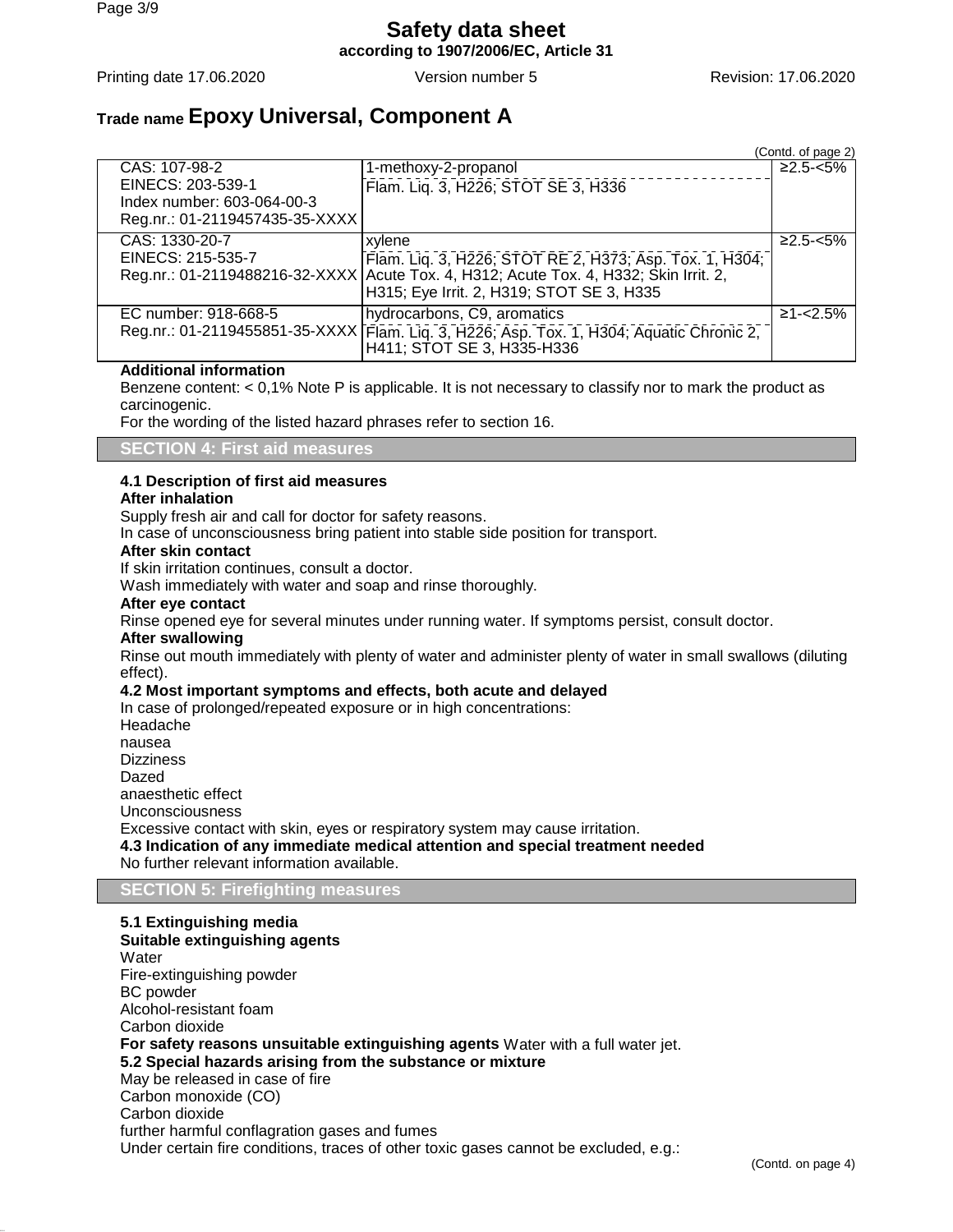# Safety data sheet

**according to 1907/2006/EC, Article 31**

Printing date 17.06.2020 Version number 5 Revision: 17.06.2020

## Trade name Epoxy Universal, Component A

(Contd. of page 2)

| | | |
|---|---|---|
| CAS: 107-98-2<br>EINECS: 203-539-1<br>Index number: 603-064-00-3<br>Reg.nr.: 01-2119457435-35-XXXX | 1-methoxy-2-propanol<br>Flam. Liq. 3, H226; STOT SE 3, H336 | ≥2.5-<5% |
| CAS: 1330-20-7<br>EINECS: 215-535-7<br>Reg.nr.: 01-2119488216-32-XXXX | xylene<br>Flam. Liq. 3, H226; STOT RE 2, H373; Asp. Tox. 1, H304; Acute Tox. 4, H312; Acute Tox. 4, H332; Skin Irrit. 2, H315; Eye Irrit. 2, H319; STOT SE 3, H335 | ≥2.5-<5% |
| EC number: 918-668-5<br>Reg.nr.: 01-2119455851-35-XXXX | hydrocarbons, C9, aromatics<br>Flam. Liq. 3, H226; Asp. Tox. 1, H304; Aquatic Chronic 2, H411; STOT SE 3, H335-H336 | ≥1-<2.5% |

**Additional information**

Benzene content: < 0,1% Note P is applicable. It is not necessary to classify nor to mark the product as carcinogenic.

For the wording of the listed hazard phrases refer to section 16.

## SECTION 4: First aid measures

**4.1 Description of first aid measures**

**After inhalation**

Supply fresh air and call for doctor for safety reasons.

In case of unconsciousness bring patient into stable side position for transport.

**After skin contact**

If skin irritation continues, consult a doctor.

Wash immediately with water and soap and rinse thoroughly.

**After eye contact**

Rinse opened eye for several minutes under running water. If symptoms persist, consult doctor.

**After swallowing**

Rinse out mouth immediately with plenty of water and administer plenty of water in small swallows (diluting effect).

**4.2 Most important symptoms and effects, both acute and delayed**

In case of prolonged/repeated exposure or in high concentrations:

Headache

nausea

Dizziness

Dazed

anaesthetic effect

Unconsciousness

Excessive contact with skin, eyes or respiratory system may cause irritation.

**4.3 Indication of any immediate medical attention and special treatment needed**

No further relevant information available.

## SECTION 5: Firefighting measures

**5.1 Extinguishing media**

**Suitable extinguishing agents**

Water

Fire-extinguishing powder

BC powder

Alcohol-resistant foam

Carbon dioxide

**For safety reasons unsuitable extinguishing agents** Water with a full water jet.

**5.2 Special hazards arising from the substance or mixture**

May be released in case of fire

Carbon monoxide (CO)

Carbon dioxide

further harmful conflagration gases and fumes

Under certain fire conditions, traces of other toxic gases cannot be excluded, e.g.:

(Contd. on page 4)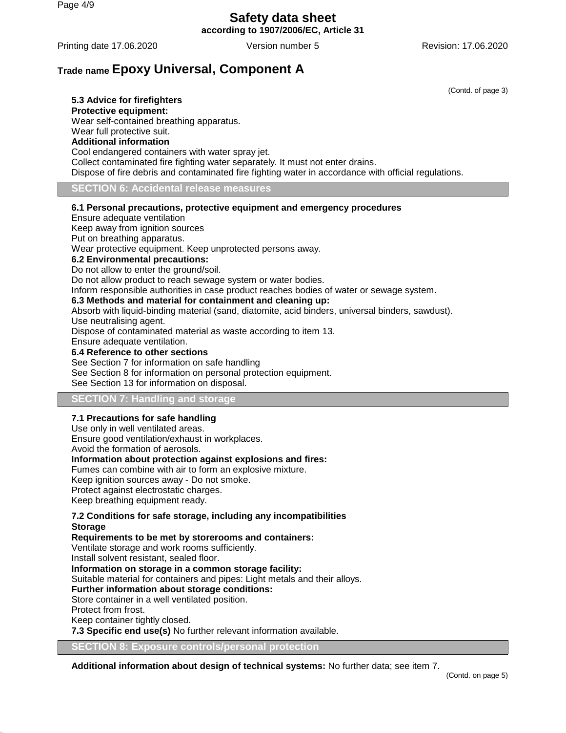**Trade name Epoxy Universal, Component A**

(Contd. of page 3)

**5.3 Advice for firefighters**

**Protective equipment:**

Wear self-contained breathing apparatus.

Wear full protective suit.

**Additional information**

Cool endangered containers with water spray jet.

Collect contaminated fire fighting water separately. It must not enter drains.

Dispose of fire debris and contaminated fire fighting water in accordance with official regulations.

## SECTION 6: Accidental release measures

**6.1 Personal precautions, protective equipment and emergency procedures**

Ensure adequate ventilation

Keep away from ignition sources

Put on breathing apparatus.

Wear protective equipment. Keep unprotected persons away.

**6.2 Environmental precautions:**

Do not allow to enter the ground/soil.

Do not allow product to reach sewage system or water bodies.

Inform responsible authorities in case product reaches bodies of water or sewage system.

**6.3 Methods and material for containment and cleaning up:**

Absorb with liquid-binding material (sand, diatomite, acid binders, universal binders, sawdust).

Use neutralising agent.

Dispose of contaminated material as waste according to item 13.

Ensure adequate ventilation.

**6.4 Reference to other sections**

See Section 7 for information on safe handling

See Section 8 for information on personal protection equipment.

See Section 13 for information on disposal.

## SECTION 7: Handling and storage

**7.1 Precautions for safe handling**

Use only in well ventilated areas.

Ensure good ventilation/exhaust in workplaces.

Avoid the formation of aerosols.

**Information about protection against explosions and fires:**

Fumes can combine with air to form an explosive mixture.

Keep ignition sources away - Do not smoke.

Protect against electrostatic charges.

Keep breathing equipment ready.

**7.2 Conditions for safe storage, including any incompatibilities**

**Storage**

**Requirements to be met by storerooms and containers:**

Ventilate storage and work rooms sufficiently.

Install solvent resistant, sealed floor.

**Information on storage in a common storage facility:**

Suitable material for containers and pipes: Light metals and their alloys.

**Further information about storage conditions:**

Store container in a well ventilated position.

Protect from frost.

Keep container tightly closed.

**7.3 Specific end use(s)** No further relevant information available.

## SECTION 8: Exposure controls/personal protection

**Additional information about design of technical systems:** No further data; see item 7.

(Contd. on page 5)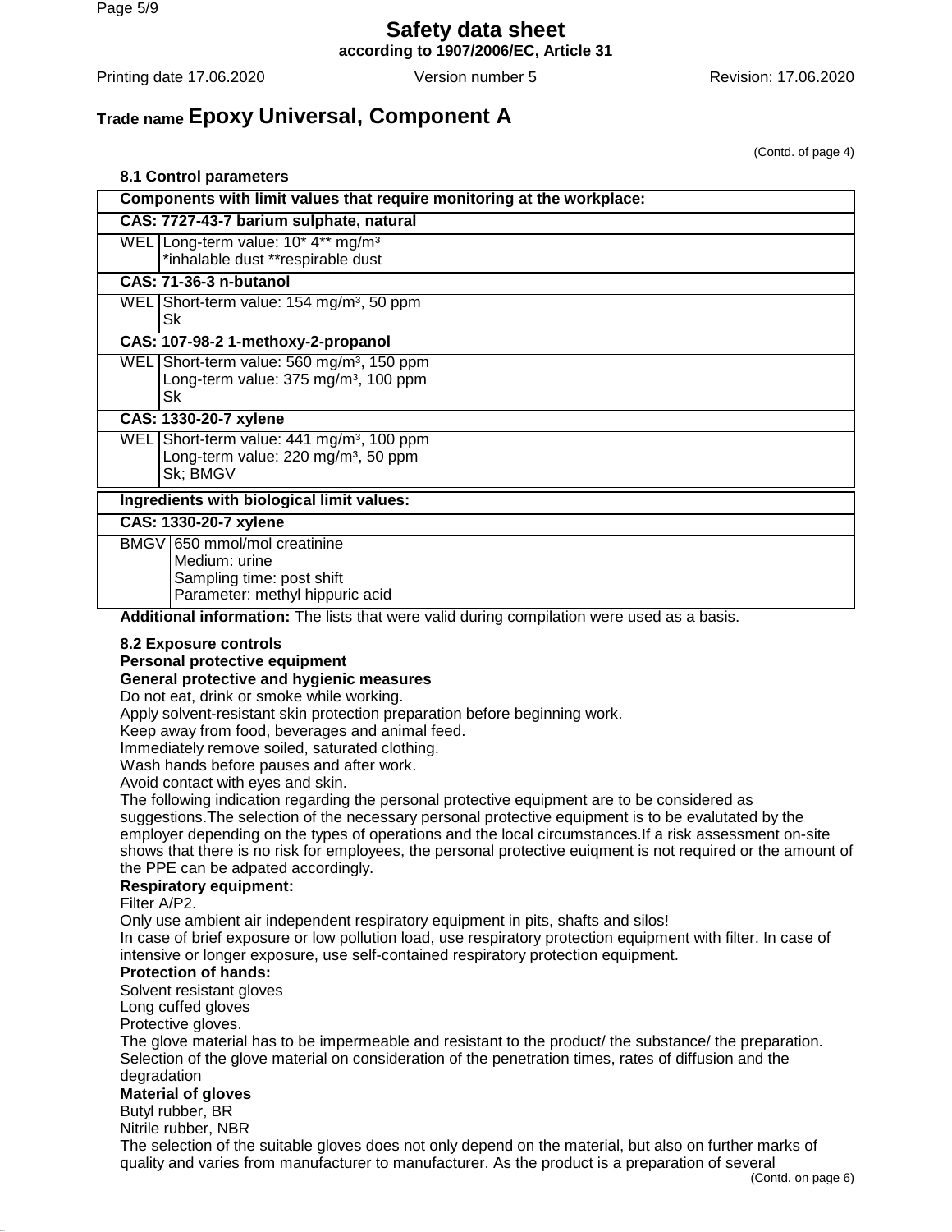# Safety data sheet

**according to 1907/2006/EC, Article 31**

Printing date 17.06.2020 Version number 5 Revision: 17.06.2020

## Trade name Epoxy Universal, Component A

(Contd. of page 4)

### 8.1 Control parameters

| Components with limit values that require monitoring at the workplace: | |
|---|---|
| **CAS: 7727-43-7 barium sulphate, natural** | |
| WEL | Long-term value: 10* 4** mg/m³<br>*inhalable dust **respirable dust |
| **CAS: 71-36-3 n-butanol** | |
| WEL | Short-term value: 154 mg/m³, 50 ppm<br>Sk |
| **CAS: 107-98-2 1-methoxy-2-propanol** | |
| WEL | Short-term value: 560 mg/m³, 150 ppm<br>Long-term value: 375 mg/m³, 100 ppm<br>Sk |
| **CAS: 1330-20-7 xylene** | |
| WEL | Short-term value: 441 mg/m³, 100 ppm<br>Long-term value: 220 mg/m³, 50 ppm<br>Sk; BMGV |

| Ingredients with biological limit values: | |
|---|---|
| **CAS: 1330-20-7 xylene** | |
| BMGV | 650 mmol/mol creatinine<br>Medium: urine<br>Sampling time: post shift<br>Parameter: methyl hippuric acid |

**Additional information:** The lists that were valid during compilation were used as a basis.

### 8.2 Exposure controls

**Personal protective equipment**

**General protective and hygienic measures**

Do not eat, drink or smoke while working.
Apply solvent-resistant skin protection preparation before beginning work.
Keep away from food, beverages and animal feed.
Immediately remove soiled, saturated clothing.
Wash hands before pauses and after work.
Avoid contact with eyes and skin.
The following indication regarding the personal protective equipment are to be considered as suggestions.The selection of the necessary personal protective equipment is to be evalutated by the employer depending on the types of operations and the local circumstances.If a risk assessment on-site shows that there is no risk for employees, the personal protective euiqment is not required or the amount of the PPE can be adpated accordingly.

**Respiratory equipment:**

Filter A/P2.
Only use ambient air independent respiratory equipment in pits, shafts and silos!
In case of brief exposure or low pollution load, use respiratory protection equipment with filter. In case of intensive or longer exposure, use self-contained respiratory protection equipment.

**Protection of hands:**

Solvent resistant gloves
Long cuffed gloves
Protective gloves.
The glove material has to be impermeable and resistant to the product/ the substance/ the preparation.
Selection of the glove material on consideration of the penetration times, rates of diffusion and the degradation

**Material of gloves**

Butyl rubber, BR
Nitrile rubber, NBR
The selection of the suitable gloves does not only depend on the material, but also on further marks of quality and varies from manufacturer to manufacturer. As the product is a preparation of several

(Contd. on page 6)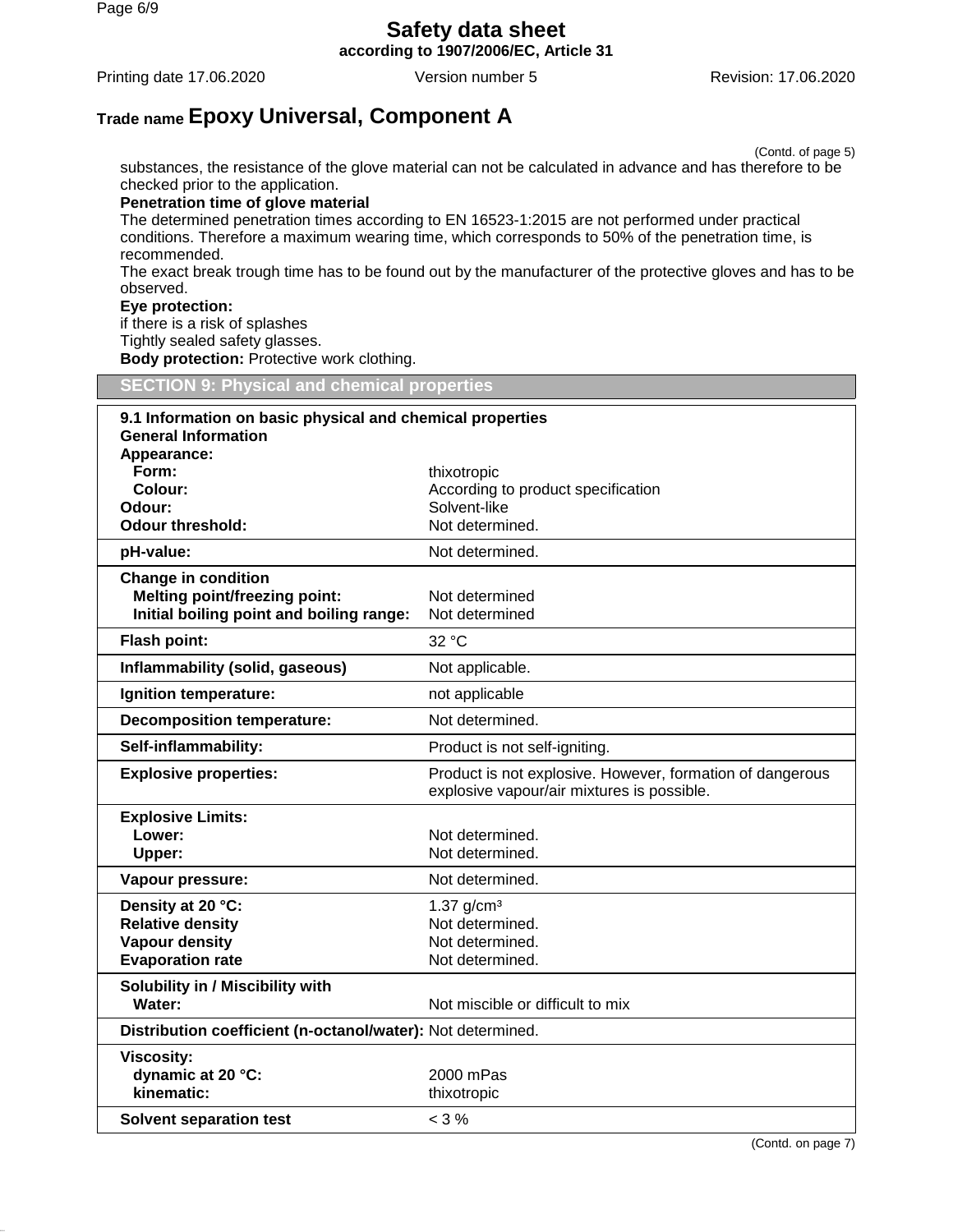**Trade name Epoxy Universal, Component A**

(Contd. of page 5)

substances, the resistance of the glove material can not be calculated in advance and has therefore to be checked prior to the application.

**Penetration time of glove material**

The determined penetration times according to EN 16523-1:2015 are not performed under practical conditions. Therefore a maximum wearing time, which corresponds to 50% of the penetration time, is recommended.

The exact break trough time has to be found out by the manufacturer of the protective gloves and has to be observed.

**Eye protection:**

if there is a risk of splashes

Tightly sealed safety glasses.

**Body protection:** Protective work clothing.

## SECTION 9: Physical and chemical properties

| **9.1 Information on basic physical and chemical properties** | |
|---|---|
| **General Information** | |
| **Appearance:** | |
| **Form:** | thixotropic |
| **Colour:** | According to product specification |
| **Odour:** | Solvent-like |
| **Odour threshold:** | Not determined. |
| **pH-value:** | Not determined. |
| **Change in condition** | |
| **Melting point/freezing point:** | Not determined |
| **Initial boiling point and boiling range:** | Not determined |
| **Flash point:** | 32 °C |
| **Inflammability (solid, gaseous)** | Not applicable. |
| **Ignition temperature:** | not applicable |
| **Decomposition temperature:** | Not determined. |
| **Self-inflammability:** | Product is not self-igniting. |
| **Explosive properties:** | Product is not explosive. However, formation of dangerous explosive vapour/air mixtures is possible. |
| **Explosive Limits:** | |
| **Lower:** | Not determined. |
| **Upper:** | Not determined. |
| **Vapour pressure:** | Not determined. |
| **Density at 20 °C:** | 1.37 g/cm³ |
| **Relative density** | Not determined. |
| **Vapour density** | Not determined. |
| **Evaporation rate** | Not determined. |
| **Solubility in / Miscibility with** | |
| **Water:** | Not miscible or difficult to mix |
| **Distribution coefficient (n-octanol/water):** | Not determined. |
| **Viscosity:** | |
| **dynamic at 20 °C:** | 2000 mPas |
| **kinematic:** | thixotropic |
| **Solvent separation test** | < 3 % |

(Contd. on page 7)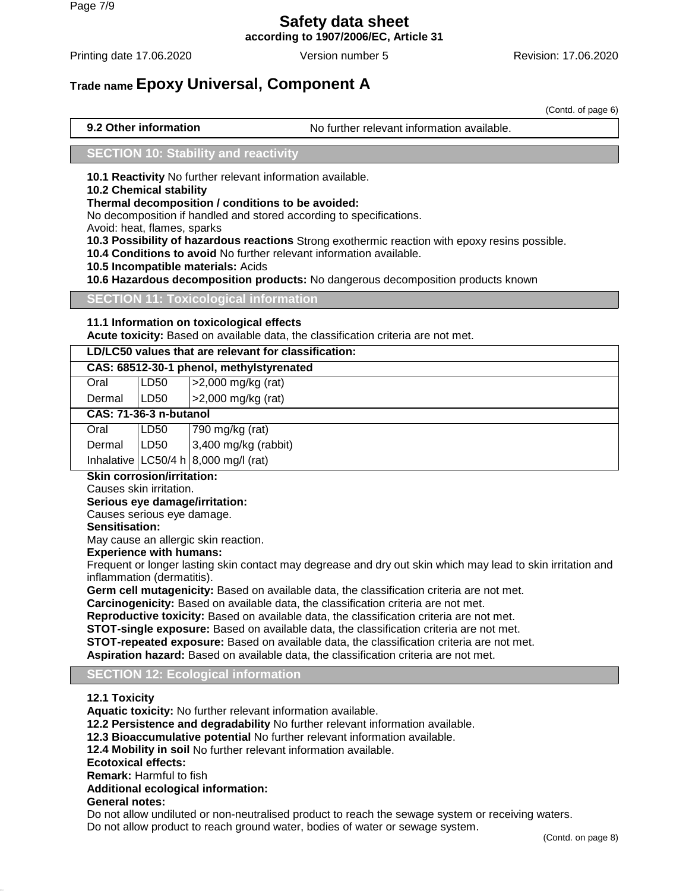(Contd. of page 6)

**9.2 Other information** No further relevant information available.

## SECTION 10: Stability and reactivity

**10.1 Reactivity** No further relevant information available.

**10.2 Chemical stability**

**Thermal decomposition / conditions to be avoided:**

No decomposition if handled and stored according to specifications.

Avoid: heat, flames, sparks

**10.3 Possibility of hazardous reactions** Strong exothermic reaction with epoxy resins possible.

**10.4 Conditions to avoid** No further relevant information available.

**10.5 Incompatible materials:** Acids

**10.6 Hazardous decomposition products:** No dangerous decomposition products known

## SECTION 11: Toxicological information

**11.1 Information on toxicological effects**

**Acute toxicity:** Based on available data, the classification criteria are not met.

| **LD/LC50 values that are relevant for classification:** | | |
|---|---|---|
| **CAS: 68512-30-1 phenol, methylstyrenated** | | |
| Oral | LD50 | >2,000 mg/kg (rat) |
| Dermal | LD50 | >2,000 mg/kg (rat) |
| **CAS: 71-36-3 n-butanol** | | |
| Oral | LD50 | 790 mg/kg (rat) |
| Dermal | LD50 | 3,400 mg/kg (rabbit) |
| Inhalative | LC50/4 h | 8,000 mg/l (rat) |

**Skin corrosion/irritation:**

Causes skin irritation.

**Serious eye damage/irritation:**

Causes serious eye damage.

**Sensitisation:**

May cause an allergic skin reaction.

**Experience with humans:**

Frequent or longer lasting skin contact may degrease and dry out skin which may lead to skin irritation and inflammation (dermatitis).

**Germ cell mutagenicity:** Based on available data, the classification criteria are not met.

**Carcinogenicity:** Based on available data, the classification criteria are not met.

**Reproductive toxicity:** Based on available data, the classification criteria are not met.

**STOT-single exposure:** Based on available data, the classification criteria are not met.

**STOT-repeated exposure:** Based on available data, the classification criteria are not met.

**Aspiration hazard:** Based on available data, the classification criteria are not met.

## SECTION 12: Ecological information

**12.1 Toxicity**

**Aquatic toxicity:** No further relevant information available.

**12.2 Persistence and degradability** No further relevant information available.

**12.3 Bioaccumulative potential** No further relevant information available.

**12.4 Mobility in soil** No further relevant information available.

**Ecotoxical effects:**

**Remark:** Harmful to fish

**Additional ecological information:**

**General notes:**

Do not allow undiluted or non-neutralised product to reach the sewage system or receiving waters.

Do not allow product to reach ground water, bodies of water or sewage system.

(Contd. on page 8)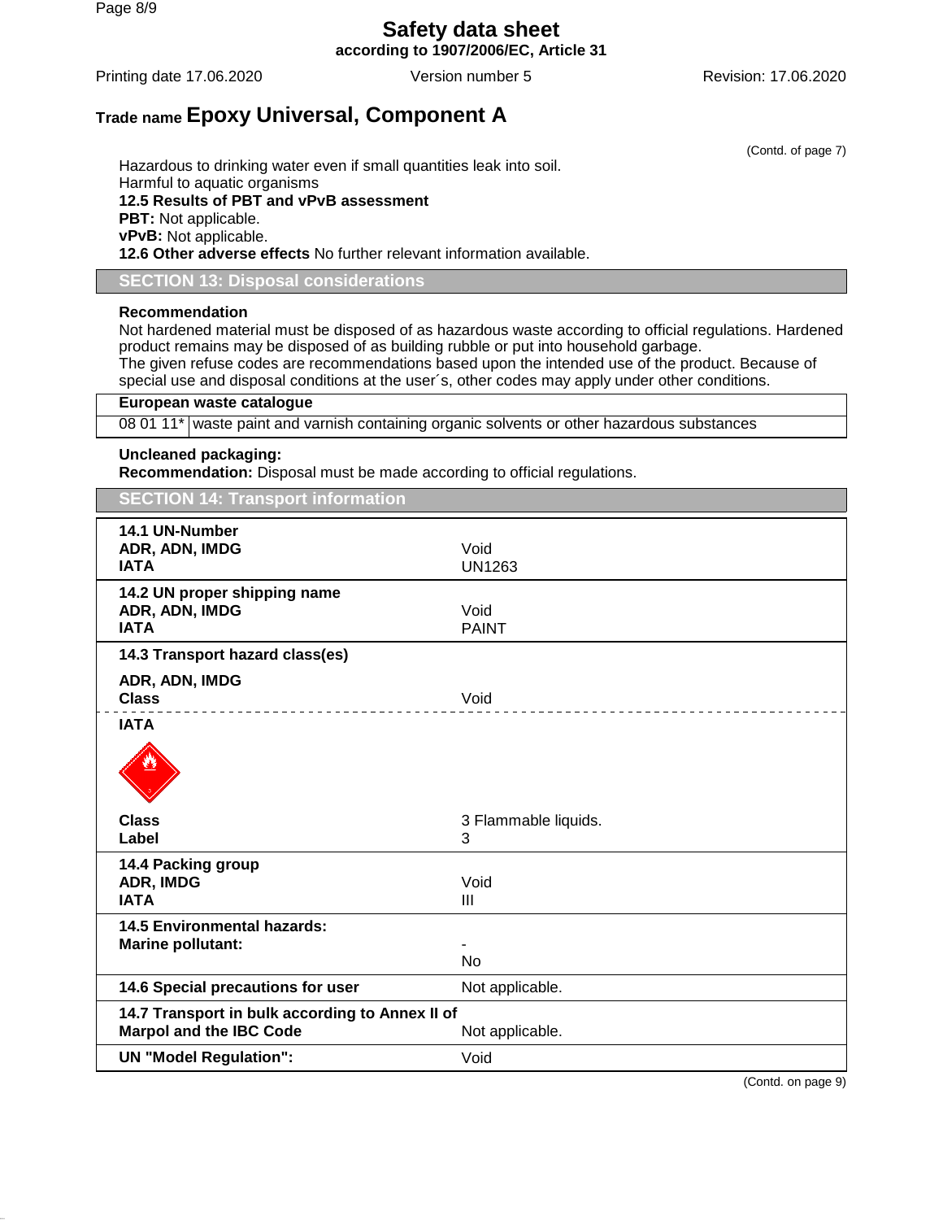(Contd. of page 7)

Hazardous to drinking water even if small quantities leak into soil.
Harmful to aquatic organisms

**12.5 Results of PBT and vPvB assessment**

**PBT:** Not applicable.

**vPvB:** Not applicable.

**12.6 Other adverse effects** No further relevant information available.

## SECTION 13: Disposal considerations

**Recommendation**

Not hardened material must be disposed of as hazardous waste according to official regulations. Hardened product remains may be disposed of as building rubble or put into household garbage.
The given refuse codes are recommendations based upon the intended use of the product. Because of special use and disposal conditions at the user´s, other codes may apply under other conditions.

| European waste catalogue | |
|---|---|
| 08 01 11* | waste paint and varnish containing organic solvents or other hazardous substances |

**Uncleaned packaging:**

**Recommendation:** Disposal must be made according to official regulations.

## SECTION 14: Transport information

| | |
|---|---|
| **14.1 UN-Number** | |
| **ADR, ADN, IMDG** | Void |
| **IATA** | UN1263 |
| **14.2 UN proper shipping name** | |
| **ADR, ADN, IMDG** | Void |
| **IATA** | PAINT |
| **14.3 Transport hazard class(es)** | |
| **ADR, ADN, IMDG** | |
| **Class** | Void |
| **IATA** | |
| **Class** | 3 Flammable liquids. |
| **Label** | 3 |
| **14.4 Packing group** | |
| **ADR, IMDG** | Void |
| **IATA** | III |
| **14.5 Environmental hazards:** | - |
| **Marine pollutant:** | No |
| **14.6 Special precautions for user** | Not applicable. |
| **14.7 Transport in bulk according to Annex II of Marpol and the IBC Code** | Not applicable. |
| **UN "Model Regulation":** | Void |

(Contd. on page 9)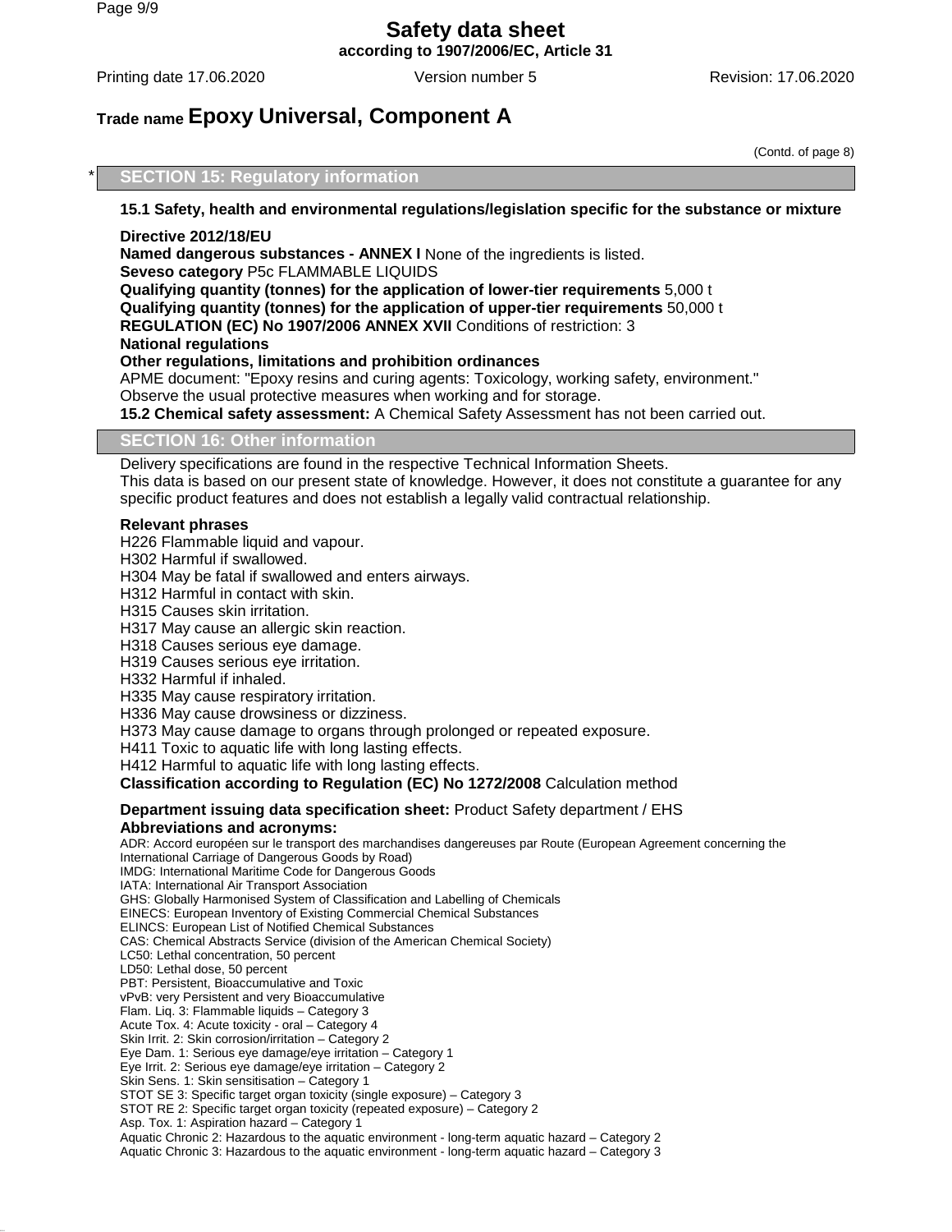# Trade name Epoxy Universal, Component A

(Contd. of page 8)

## * SECTION 15: Regulatory information

**15.1 Safety, health and environmental regulations/legislation specific for the substance or mixture**

**Directive 2012/18/EU**
**Named dangerous substances - ANNEX I** None of the ingredients is listed.
**Seveso category** P5c FLAMMABLE LIQUIDS
**Qualifying quantity (tonnes) for the application of lower-tier requirements** 5,000 t
**Qualifying quantity (tonnes) for the application of upper-tier requirements** 50,000 t
**REGULATION (EC) No 1907/2006 ANNEX XVII** Conditions of restriction: 3
**National regulations**
**Other regulations, limitations and prohibition ordinances**
APME document: "Epoxy resins and curing agents: Toxicology, working safety, environment."
Observe the usual protective measures when working and for storage.
**15.2 Chemical safety assessment:** A Chemical Safety Assessment has not been carried out.

## SECTION 16: Other information

Delivery specifications are found in the respective Technical Information Sheets.
This data is based on our present state of knowledge. However, it does not constitute a guarantee for any specific product features and does not establish a legally valid contractual relationship.

**Relevant phrases**
H226 Flammable liquid and vapour.
H302 Harmful if swallowed.
H304 May be fatal if swallowed and enters airways.
H312 Harmful in contact with skin.
H315 Causes skin irritation.
H317 May cause an allergic skin reaction.
H318 Causes serious eye damage.
H319 Causes serious eye irritation.
H332 Harmful if inhaled.
H335 May cause respiratory irritation.
H336 May cause drowsiness or dizziness.
H373 May cause damage to organs through prolonged or repeated exposure.
H411 Toxic to aquatic life with long lasting effects.
H412 Harmful to aquatic life with long lasting effects.
**Classification according to Regulation (EC) No 1272/2008** Calculation method

**Department issuing data specification sheet:** Product Safety department / EHS
**Abbreviations and acronyms:**
ADR: Accord européen sur le transport des marchandises dangereuses par Route (European Agreement concerning the International Carriage of Dangerous Goods by Road)
IMDG: International Maritime Code for Dangerous Goods
IATA: International Air Transport Association
GHS: Globally Harmonised System of Classification and Labelling of Chemicals
EINECS: European Inventory of Existing Commercial Chemical Substances
ELINCS: European List of Notified Chemical Substances
CAS: Chemical Abstracts Service (division of the American Chemical Society)
LC50: Lethal concentration, 50 percent
LD50: Lethal dose, 50 percent
PBT: Persistent, Bioaccumulative and Toxic
vPvB: very Persistent and very Bioaccumulative
Flam. Liq. 3: Flammable liquids – Category 3
Acute Tox. 4: Acute toxicity - oral – Category 4
Skin Irrit. 2: Skin corrosion/irritation – Category 2
Eye Dam. 1: Serious eye damage/eye irritation – Category 1
Eye Irrit. 2: Serious eye damage/eye irritation – Category 2
Skin Sens. 1: Skin sensitisation – Category 1
STOT SE 3: Specific target organ toxicity (single exposure) – Category 3
STOT RE 2: Specific target organ toxicity (repeated exposure) – Category 2
Asp. Tox. 1: Aspiration hazard – Category 1
Aquatic Chronic 2: Hazardous to the aquatic environment - long-term aquatic hazard – Category 2
Aquatic Chronic 3: Hazardous to the aquatic environment - long-term aquatic hazard – Category 3